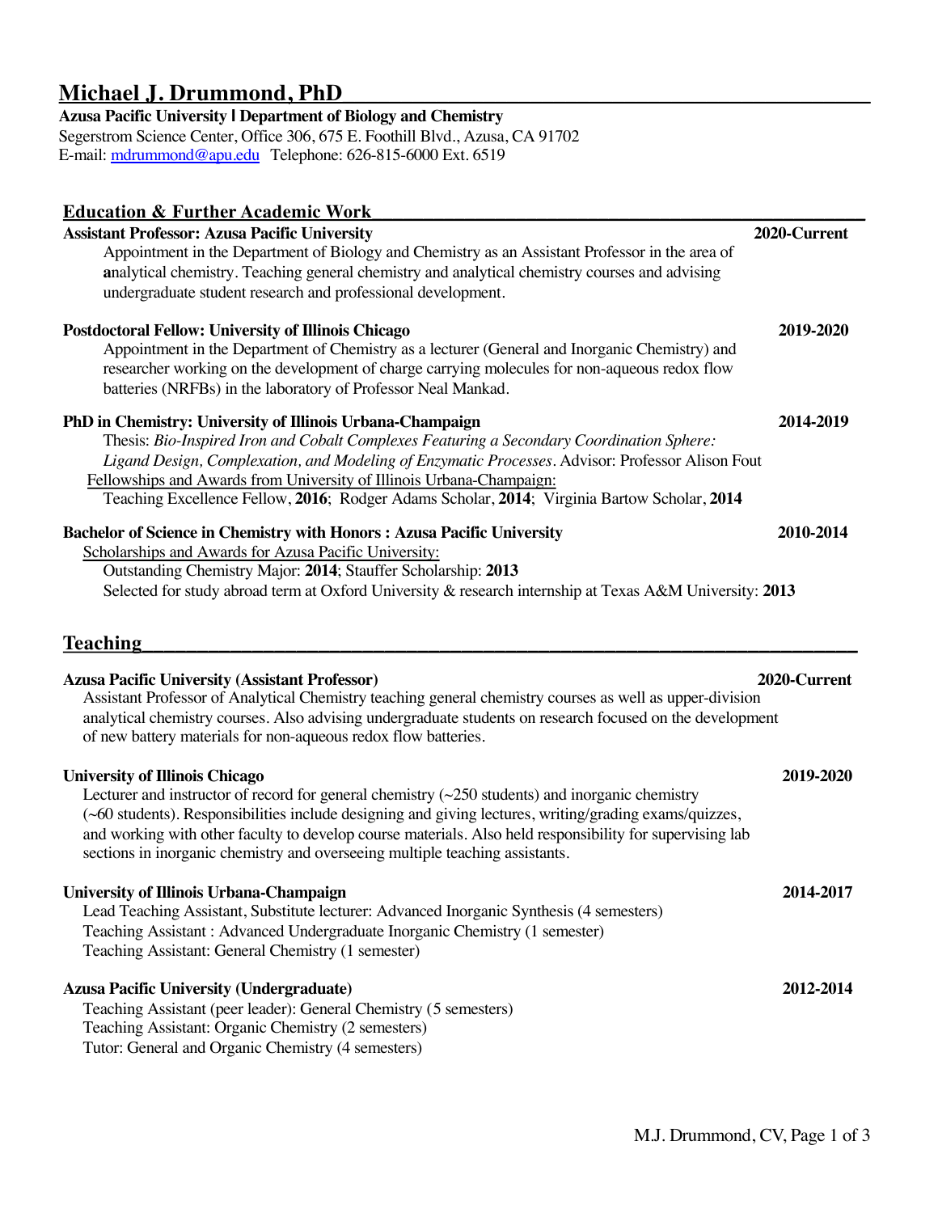# Michael J. Drummond, PhD

**Azusa Pacific University | Department of Biology and Chemistry**
Segerstrom Science Center, Office 306, 675 E. Foothill Blvd., Azusa, CA 91702
E-mail: mdrummond@apu.edu Telephone: 626-815-6000 Ext. 6519

## Education & Further Academic Work

**Assistant Professor: Azusa Pacific University** **2020-Current**

Appointment in the Department of Biology and Chemistry as an Assistant Professor in the area of **a**nalytical chemistry. Teaching general chemistry and analytical chemistry courses and advising undergraduate student research and professional development.

**Postdoctoral Fellow: University of Illinois Chicago** **2019-2020**

Appointment in the Department of Chemistry as a lecturer (General and Inorganic Chemistry) and researcher working on the development of charge carrying molecules for non-aqueous redox flow batteries (NRFBs) in the laboratory of Professor Neal Mankad.

**PhD in Chemistry: University of Illinois Urbana-Champaign** **2014-2019**

Thesis: *Bio-Inspired Iron and Cobalt Complexes Featuring a Secondary Coordination Sphere: Ligand Design, Complexation, and Modeling of Enzymatic Processes*. Advisor: Professor Alison Fout

Fellowships and Awards from University of Illinois Urbana-Champaign:

Teaching Excellence Fellow, **2016**; Rodger Adams Scholar, **2014**; Virginia Bartow Scholar, **2014**

**Bachelor of Science in Chemistry with Honors : Azusa Pacific University** **2010-2014**

Scholarships and Awards for Azusa Pacific University:

Outstanding Chemistry Major: **2014**; Stauffer Scholarship: **2013**

Selected for study abroad term at Oxford University & research internship at Texas A&M University: **2013**

## Teaching

**Azusa Pacific University (Assistant Professor)** **2020-Current**

Assistant Professor of Analytical Chemistry teaching general chemistry courses as well as upper-division analytical chemistry courses. Also advising undergraduate students on research focused on the development of new battery materials for non-aqueous redox flow batteries.

**University of Illinois Chicago** **2019-2020**

Lecturer and instructor of record for general chemistry (~250 students) and inorganic chemistry (~60 students). Responsibilities include designing and giving lectures, writing/grading exams/quizzes, and working with other faculty to develop course materials. Also held responsibility for supervising lab sections in inorganic chemistry and overseeing multiple teaching assistants.

**University of Illinois Urbana-Champaign** **2014-2017**

Lead Teaching Assistant, Substitute lecturer: Advanced Inorganic Synthesis (4 semesters)
Teaching Assistant : Advanced Undergraduate Inorganic Chemistry (1 semester)
Teaching Assistant: General Chemistry (1 semester)

**Azusa Pacific University (Undergraduate)** **2012-2014**

Teaching Assistant (peer leader): General Chemistry (5 semesters)
Teaching Assistant: Organic Chemistry (2 semesters)
Tutor: General and Organic Chemistry (4 semesters)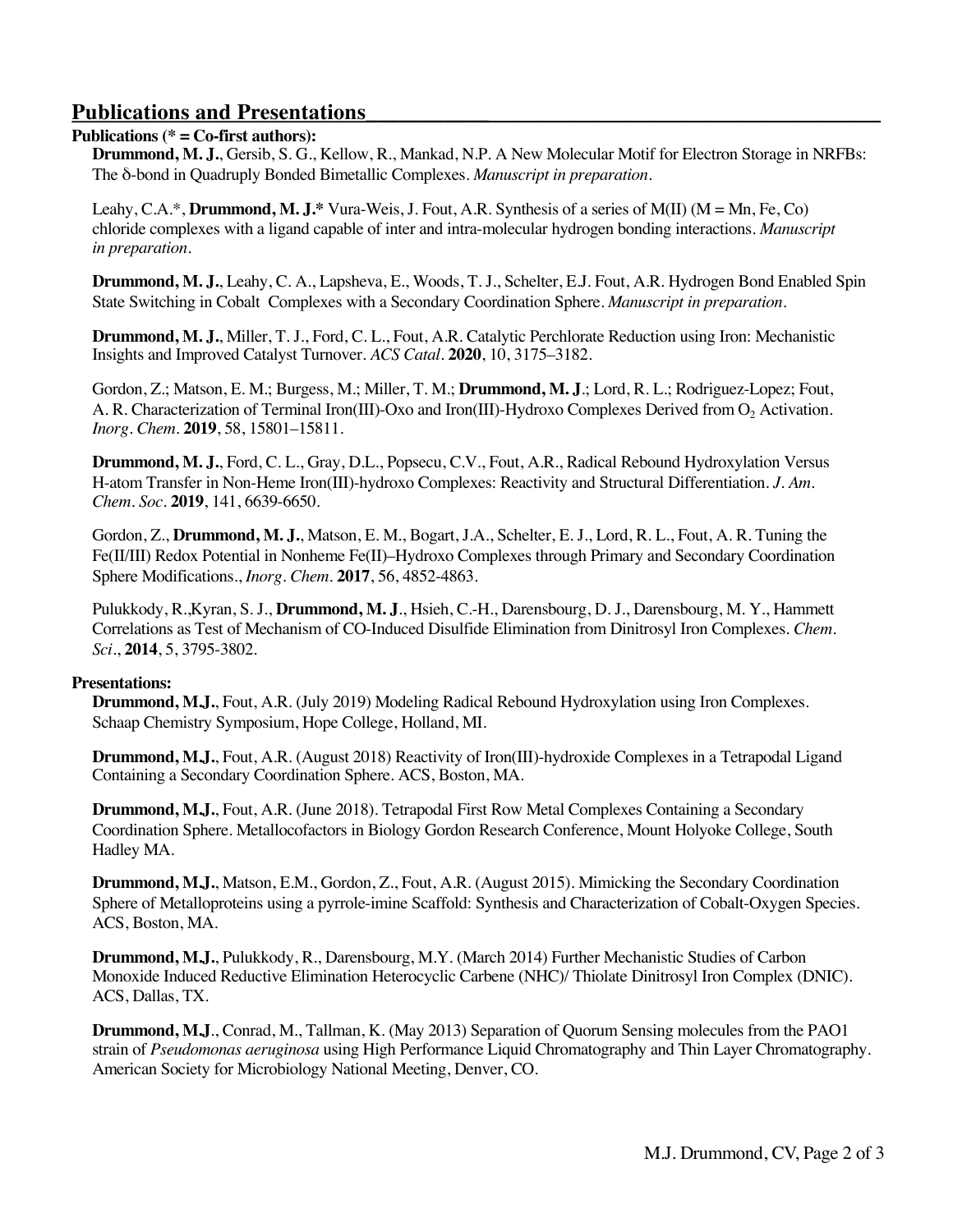## Publications and Presentations

**Publications (* = Co-first authors):**

**Drummond, M. J.**, Gersib, S. G., Kellow, R., Mankad, N.P. A New Molecular Motif for Electron Storage in NRFBs: The δ-bond in Quadruply Bonded Bimetallic Complexes. *Manuscript in preparation*.

Leahy, C.A.*, **Drummond, M. J.*** Vura-Weis, J. Fout, A.R. Synthesis of a series of M(II) (M = Mn, Fe, Co) chloride complexes with a ligand capable of inter and intra-molecular hydrogen bonding interactions. *Manuscript in preparation*.

**Drummond, M. J.**, Leahy, C. A., Lapsheva, E., Woods, T. J., Schelter, E.J. Fout, A.R. Hydrogen Bond Enabled Spin State Switching in Cobalt Complexes with a Secondary Coordination Sphere. *Manuscript in preparation*.

**Drummond, M. J.**, Miller, T. J., Ford, C. L., Fout, A.R. Catalytic Perchlorate Reduction using Iron: Mechanistic Insights and Improved Catalyst Turnover. *ACS Catal*. **2020**, 10, 3175–3182.

Gordon, Z.; Matson, E. M.; Burgess, M.; Miller, T. M.; **Drummond, M. J**.; Lord, R. L.; Rodriguez-Lopez; Fout, A. R. Characterization of Terminal Iron(III)-Oxo and Iron(III)-Hydroxo Complexes Derived from $O_2$ Activation. *Inorg. Chem*. **2019**, 58, 15801–15811.

**Drummond, M. J.**, Ford, C. L., Gray, D.L., Popsecu, C.V., Fout, A.R., Radical Rebound Hydroxylation Versus H-atom Transfer in Non-Heme Iron(III)-hydroxo Complexes: Reactivity and Structural Differentiation. *J. Am. Chem. Soc*. **2019**, 141, 6639-6650.

Gordon, Z., **Drummond, M. J.**, Matson, E. M., Bogart, J.A., Schelter, E. J., Lord, R. L., Fout, A. R. Tuning the Fe(II/III) Redox Potential in Nonheme Fe(II)–Hydroxo Complexes through Primary and Secondary Coordination Sphere Modifications., *Inorg. Chem*. **2017**, 56, 4852-4863.

Pulukkody, R.,Kyran, S. J., **Drummond, M. J**., Hsieh, C.-H., Darensbourg, D. J., Darensbourg, M. Y., Hammett Correlations as Test of Mechanism of CO-Induced Disulfide Elimination from Dinitrosyl Iron Complexes. *Chem. Sci*., **2014**, 5, 3795-3802.

**Presentations:**

**Drummond, M.J.**, Fout, A.R. (July 2019) Modeling Radical Rebound Hydroxylation using Iron Complexes. Schaap Chemistry Symposium, Hope College, Holland, MI.

**Drummond, M.J.**, Fout, A.R. (August 2018) Reactivity of Iron(III)-hydroxide Complexes in a Tetrapodal Ligand Containing a Secondary Coordination Sphere. ACS, Boston, MA.

**Drummond, M.J.**, Fout, A.R. (June 2018). Tetrapodal First Row Metal Complexes Containing a Secondary Coordination Sphere. Metallocofactors in Biology Gordon Research Conference, Mount Holyoke College, South Hadley MA.

**Drummond, M.J.**, Matson, E.M., Gordon, Z., Fout, A.R. (August 2015). Mimicking the Secondary Coordination Sphere of Metalloproteins using a pyrrole-imine Scaffold: Synthesis and Characterization of Cobalt-Oxygen Species. ACS, Boston, MA.

**Drummond, M.J.**, Pulukkody, R., Darensbourg, M.Y. (March 2014) Further Mechanistic Studies of Carbon Monoxide Induced Reductive Elimination Heterocyclic Carbene (NHC)/ Thiolate Dinitrosyl Iron Complex (DNIC). ACS, Dallas, TX.

**Drummond, M.J**., Conrad, M., Tallman, K. (May 2013) Separation of Quorum Sensing molecules from the PAO1 strain of *Pseudomonas aeruginosa* using High Performance Liquid Chromatography and Thin Layer Chromatography. American Society for Microbiology National Meeting, Denver, CO.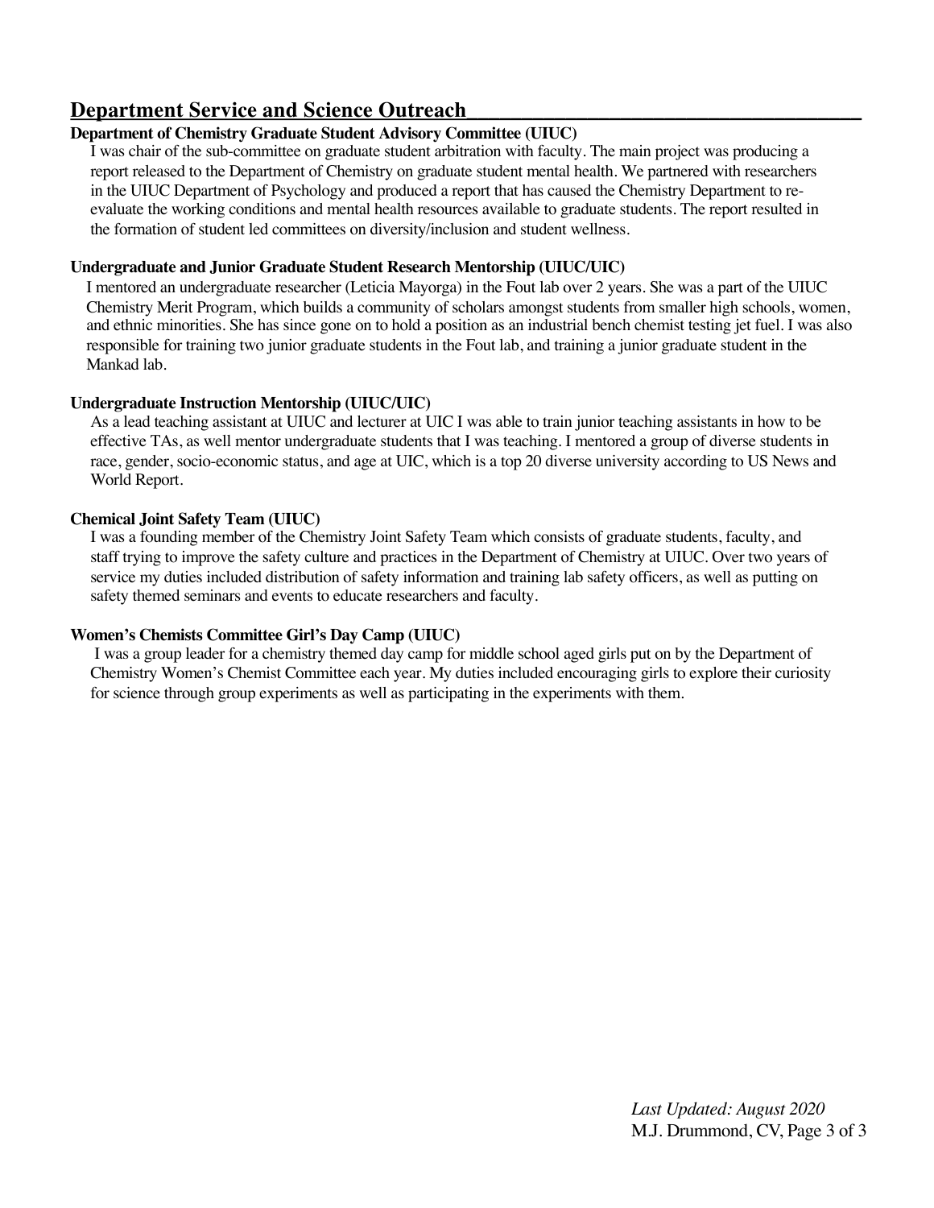## Department Service and Science Outreach

**Department of Chemistry Graduate Student Advisory Committee (UIUC)**

I was chair of the sub-committee on graduate student arbitration with faculty. The main project was producing a report released to the Department of Chemistry on graduate student mental health. We partnered with researchers in the UIUC Department of Psychology and produced a report that has caused the Chemistry Department to re-evaluate the working conditions and mental health resources available to graduate students. The report resulted in the formation of student led committees on diversity/inclusion and student wellness.

**Undergraduate and Junior Graduate Student Research Mentorship (UIUC/UIC)**

I mentored an undergraduate researcher (Leticia Mayorga) in the Fout lab over 2 years. She was a part of the UIUC Chemistry Merit Program, which builds a community of scholars amongst students from smaller high schools, women, and ethnic minorities. She has since gone on to hold a position as an industrial bench chemist testing jet fuel. I was also responsible for training two junior graduate students in the Fout lab, and training a junior graduate student in the Mankad lab.

**Undergraduate Instruction Mentorship (UIUC/UIC)**

As a lead teaching assistant at UIUC and lecturer at UIC I was able to train junior teaching assistants in how to be effective TAs, as well mentor undergraduate students that I was teaching. I mentored a group of diverse students in race, gender, socio-economic status, and age at UIC, which is a top 20 diverse university according to US News and World Report.

**Chemical Joint Safety Team (UIUC)**

I was a founding member of the Chemistry Joint Safety Team which consists of graduate students, faculty, and staff trying to improve the safety culture and practices in the Department of Chemistry at UIUC. Over two years of service my duties included distribution of safety information and training lab safety officers, as well as putting on safety themed seminars and events to educate researchers and faculty.

**Women's Chemists Committee Girl's Day Camp (UIUC)**

I was a group leader for a chemistry themed day camp for middle school aged girls put on by the Department of Chemistry Women's Chemist Committee each year. My duties included encouraging girls to explore their curiosity for science through group experiments as well as participating in the experiments with them.

*Last Updated: August 2020*